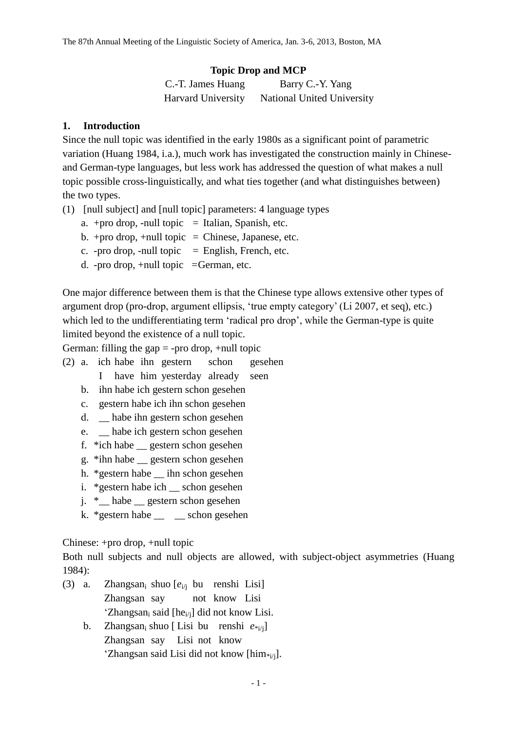# Topic Drop and MCP

C.-T. James Huang — Harvard University
Barry C.-Y. Yang — National United University

## 1. Introduction

Since the null topic was identified in the early 1980s as a significant point of parametric variation (Huang 1984, i.a.), much work has investigated the construction mainly in Chinese- and German-type languages, but less work has addressed the question of what makes a null topic possible cross-linguistically, and what ties together (and what distinguishes between) the two types.

(1) [null subject] and [null topic] parameters: 4 language types
   a. +pro drop, -null topic = Italian, Spanish, etc.
   b. +pro drop, +null topic = Chinese, Japanese, etc.
   c. -pro drop, -null topic = English, French, etc.
   d. -pro drop, +null topic =German, etc.

One major difference between them is that the Chinese type allows extensive other types of argument drop (pro-drop, argument ellipsis, 'true empty category' (Li 2007, et seq), etc.) which led to the undifferentiating term 'radical pro drop', while the German-type is quite limited beyond the existence of a null topic.

German: filling the gap = -pro drop, +null topic

(2) a. ich habe ihn gestern schon gesehen
      I have him yesterday already seen
   b. ihn habe ich gestern schon gesehen
   c. gestern habe ich ihn schon gesehen
   d. __ habe ihn gestern schon gesehen
   e. __ habe ich gestern schon gesehen
   f. *ich habe __ gestern schon gesehen
   g. *ihn habe __ gestern schon gesehen
   h. *gestern habe __ ihn schon gesehen
   i. *gestern habe ich __ schon gesehen
   j. *__ habe __ gestern schon gesehen
   k. *gestern habe __ __ schon gesehen

Chinese: +pro drop, +null topic

Both null subjects and null objects are allowed, with subject-object asymmetries (Huang 1984):

(3) a. Zhangsan$_i$ shuo [$e_{i/j}$ bu renshi Lisi]
      Zhangsan say not know Lisi
      'Zhangsan$_i$ said [he$_{i/j}$] did not know Lisi.
   b. Zhangsan$_i$ shuo [ Lisi bu renshi $e_{*i/j}$]
      Zhangsan say Lisi not know
      'Zhangsan said Lisi did not know [him$_{*i/j}$].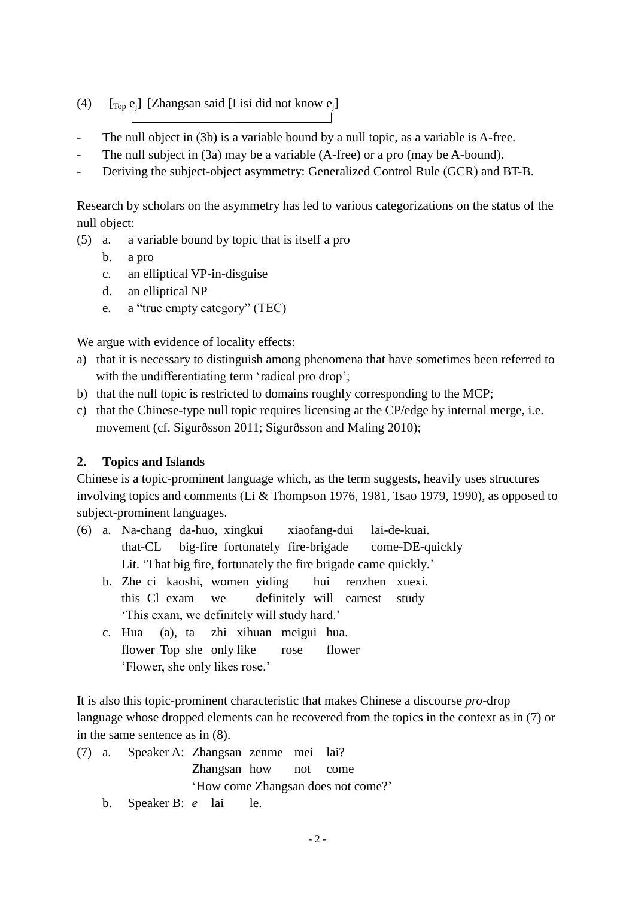(4) $[_{Top}\ e_j]$ [Zhangsan said [Lisi did not know $e_j$]

- The null object in (3b) is a variable bound by a null topic, as a variable is A-free.
- The null subject in (3a) may be a variable (A-free) or a pro (may be A-bound).
- Deriving the subject-object asymmetry: Generalized Control Rule (GCR) and BT-B.

Research by scholars on the asymmetry has led to various categorizations on the status of the null object:

(5) a. a variable bound by topic that is itself a pro
    b. a pro
    c. an elliptical VP-in-disguise
    d. an elliptical NP
    e. a "true empty category" (TEC)

We argue with evidence of locality effects:

a) that it is necessary to distinguish among phenomena that have sometimes been referred to with the undifferentiating term 'radical pro drop';
b) that the null topic is restricted to domains roughly corresponding to the MCP;
c) that the Chinese-type null topic requires licensing at the CP/edge by internal merge, i.e. movement (cf. Sigurðsson 2011; Sigurðsson and Maling 2010);

## 2. Topics and Islands

Chinese is a topic-prominent language which, as the term suggests, heavily uses structures involving topics and comments (Li & Thompson 1976, 1981, Tsao 1979, 1990), as opposed to subject-prominent languages.

(6) a. Na-chang da-huo, xingkui xiaofang-dui lai-de-kuai.
       that-CL big-fire fortunately fire-brigade come-DE-quickly
       Lit. 'That big fire, fortunately the fire brigade came quickly.'
    b. Zhe ci kaoshi, women yiding hui renzhen xuexi.
       this Cl exam we definitely will earnest study
       'This exam, we definitely will study hard.'
    c. Hua (a), ta zhi xihuan meigui hua.
       flower Top she only like rose flower
       'Flower, she only likes rose.'

It is also this topic-prominent characteristic that makes Chinese a discourse *pro*-drop language whose dropped elements can be recovered from the topics in the context as in (7) or in the same sentence as in (8).

(7) a. Speaker A: Zhangsan zenme mei lai?
                  Zhangsan how not come
                  'How come Zhangsan does not come?'
    b. Speaker B: *e* lai le.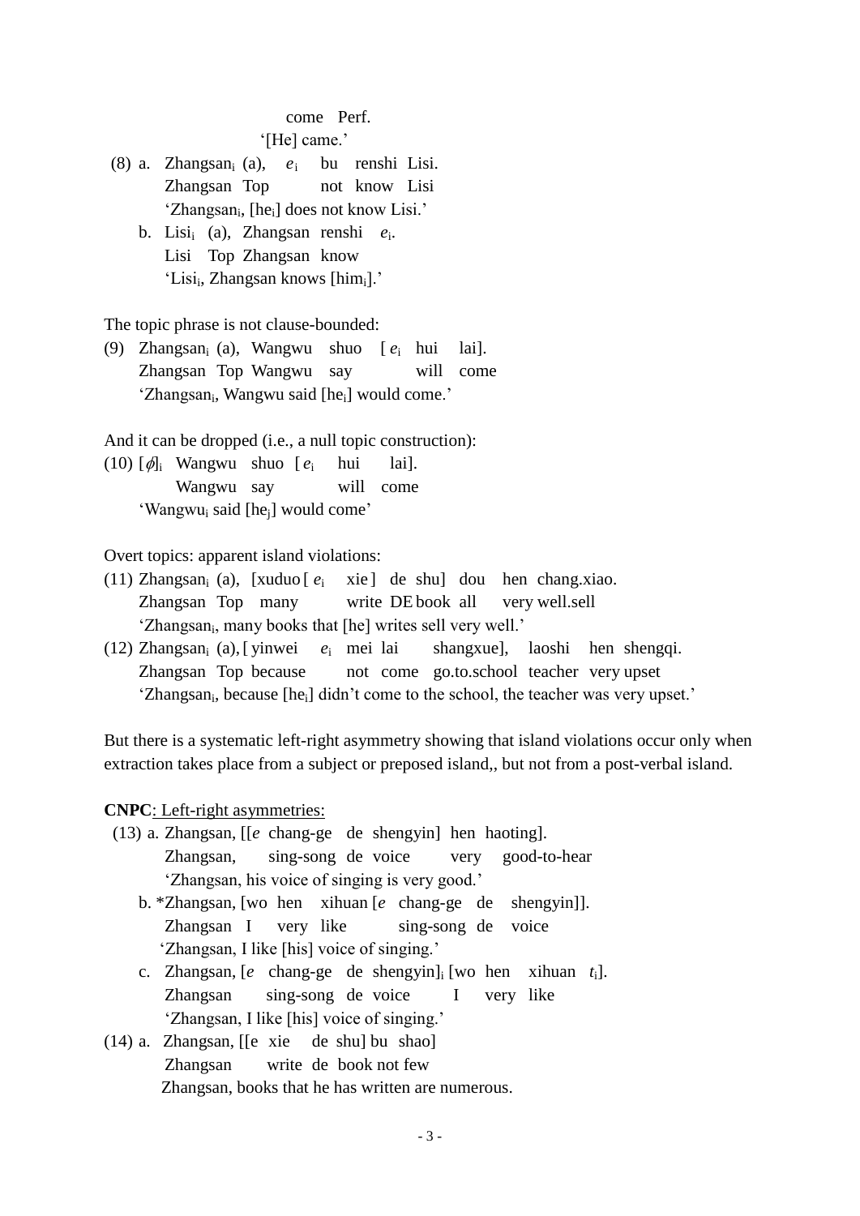come Perf.
'[He] came.'

(8) a. Zhangsan$_i$ (a), *e*$_i$ bu renshi Lisi.
Zhangsan Top not know Lisi
'Zhangsan$_i$, [he$_i$] does not know Lisi.'

b. Lisi$_i$ (a), Zhangsan renshi *e*$_i$.
Lisi Top Zhangsan know
'Lisi$_i$, Zhangsan knows [him$_i$].'

The topic phrase is not clause-bounded:

(9) Zhangsan$_i$ (a), Wangwu shuo [ *e*$_i$ hui lai].
Zhangsan Top Wangwu say will come
'Zhangsan$_i$, Wangwu said [he$_i$] would come.'

And it can be dropped (i.e., a null topic construction):

(10) [*ϕ*]$_i$ Wangwu shuo [ *e*$_i$ hui lai].
Wangwu say will come
'Wangwu$_i$ said [he$_j$] would come'

Overt topics: apparent island violations:

(11) Zhangsan$_i$ (a), [xuduo [ *e*$_i$ xie ] de shu] dou hen chang.xiao.
Zhangsan Top many write DE book all very well.sell
'Zhangsan$_i$, many books that [he] writes sell very well.'

(12) Zhangsan$_i$ (a), [ yinwei *e*$_i$ mei lai shangxue], laoshi hen shengqi.
Zhangsan Top because not come go.to.school teacher very upset
'Zhangsan$_i$, because [he$_i$] didn't come to the school, the teacher was very upset.'

But there is a systematic left-right asymmetry showing that island violations occur only when extraction takes place from a subject or preposed island,, but not from a post-verbal island.

**CNPC**: Left-right asymmetries:

(13) a. Zhangsan, [[*e* chang-ge de shengyin] hen haoting].
Zhangsan, sing-song de voice very good-to-hear
'Zhangsan, his voice of singing is very good.'

b. *Zhangsan, [wo hen xihuan [*e* chang-ge de shengyin]].
Zhangsan I very like sing-song de voice
'Zhangsan, I like [his] voice of singing.'

c. Zhangsan, [*e* chang-ge de shengyin]$_i$ [wo hen xihuan *t*$_i$].
Zhangsan sing-song de voice I very like
'Zhangsan, I like [his] voice of singing.'

(14) a. Zhangsan, [[e xie de shu] bu shao]
Zhangsan write de book not few
Zhangsan, books that he has written are numerous.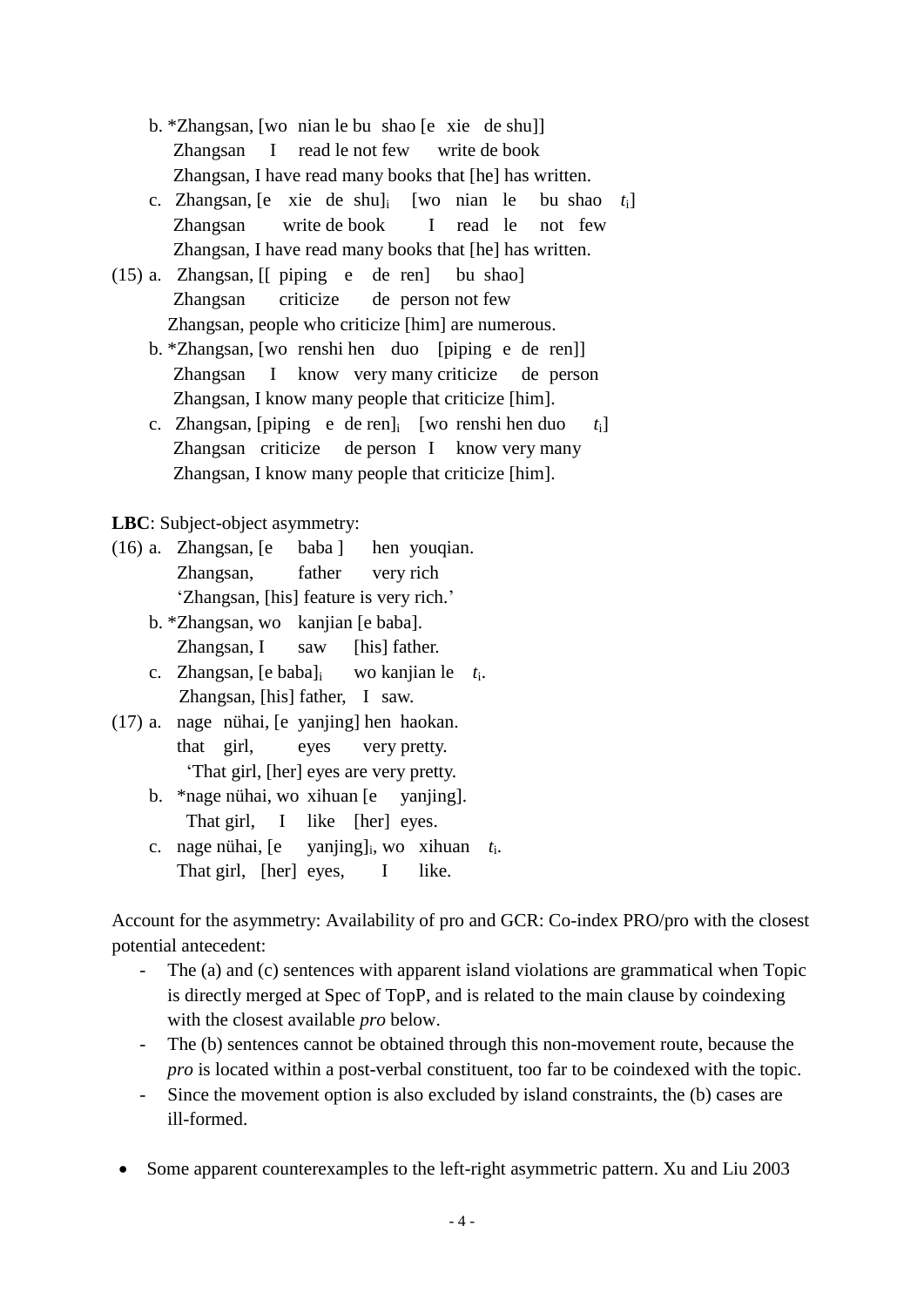b. *Zhangsan, [wo nian le bu shao [e xie de shu]]
   Zhangsan I read le not few write de book
   Zhangsan, I have read many books that [he] has written.

c. Zhangsan, [e xie de shu]$_i$ [wo nian le bu shao $t_i$]
   Zhangsan write de book I read le not few
   Zhangsan, I have read many books that [he] has written.

(15) a. Zhangsan, [[ piping e de ren] bu shao]
   Zhangsan criticize de person not few
   Zhangsan, people who criticize [him] are numerous.

b. *Zhangsan, [wo renshi hen duo [piping e de ren]]
   Zhangsan I know very many criticize de person
   Zhangsan, I know many people that criticize [him].

c. Zhangsan, [piping e de ren]$_i$ [wo renshi hen duo $t_i$]
   Zhangsan criticize de person I know very many
   Zhangsan, I know many people that criticize [him].

**LBC**: Subject-object asymmetry:

(16) a. Zhangsan, [e baba ] hen youqian.
   Zhangsan, father very rich
   'Zhangsan, [his] feature is very rich.'

b. *Zhangsan, wo kanjian [e baba].
   Zhangsan, I saw [his] father.

c. Zhangsan, [e baba]$_i$ wo kanjian le $t_i$.
   Zhangsan, [his] father, I saw.

(17) a. nage nühai, [e yanjing] hen haokan.
   that girl, eyes very pretty.
   'That girl, [her] eyes are very pretty.

b. *nage nühai, wo xihuan [e yanjing].
   That girl, I like [her] eyes.

c. nage nühai, [e yanjing]$_i$, wo xihuan $t_i$.
   That girl, [her] eyes, I like.

Account for the asymmetry: Availability of pro and GCR: Co-index PRO/pro with the closest potential antecedent:

- The (a) and (c) sentences with apparent island violations are grammatical when Topic is directly merged at Spec of TopP, and is related to the main clause by coindexing with the closest available *pro* below.
- The (b) sentences cannot be obtained through this non-movement route, because the *pro* is located within a post-verbal constituent, too far to be coindexed with the topic.
- Since the movement option is also excluded by island constraints, the (b) cases are ill-formed.

- Some apparent counterexamples to the left-right asymmetric pattern. Xu and Liu 2003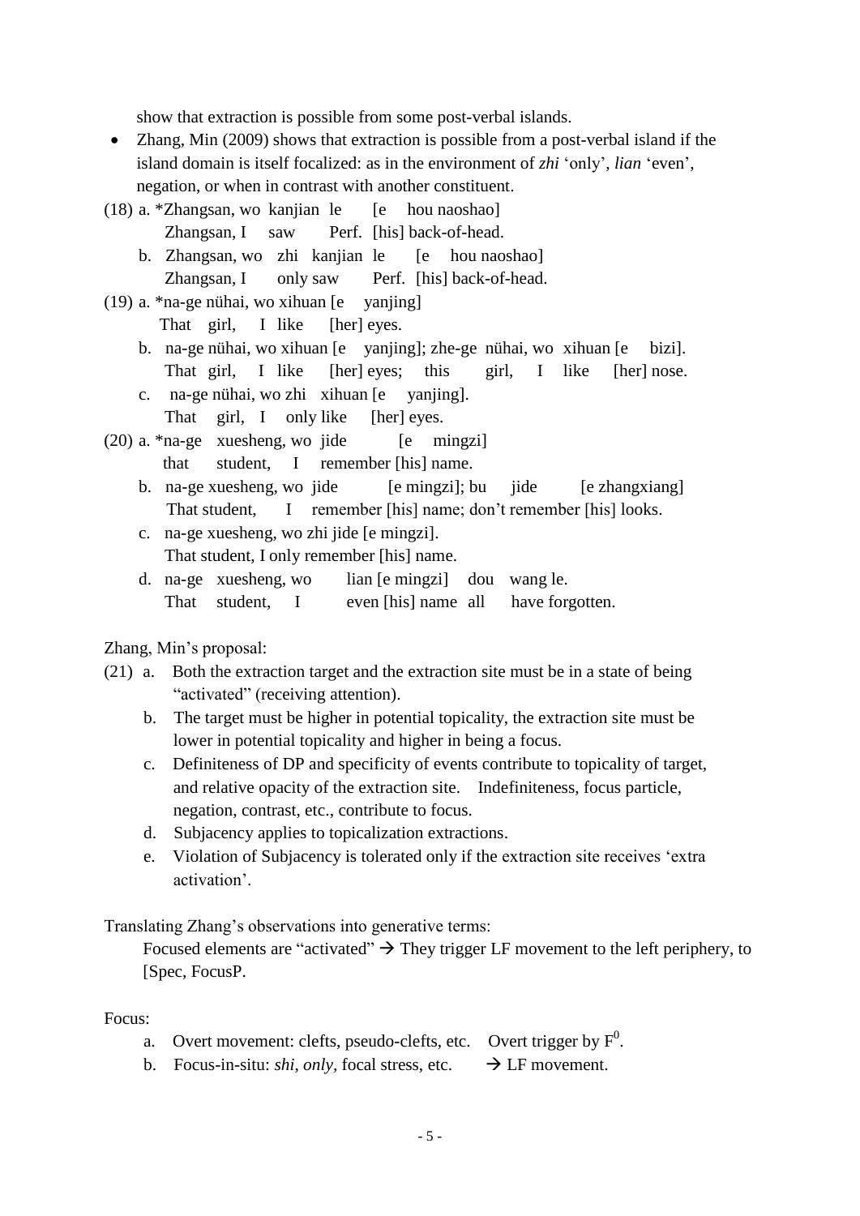show that extraction is possible from some post-verbal islands.

- Zhang, Min (2009) shows that extraction is possible from a post-verbal island if the island domain is itself focalized: as in the environment of *zhi* 'only', *lian* 'even', negation, or when in contrast with another constituent.

(18) a. *Zhangsan, wo kanjian le [e hou naoshao]
  Zhangsan, I saw Perf. [his] back-of-head.

  b. Zhangsan, wo zhi kanjian le [e hou naoshao]
  Zhangsan, I only saw Perf. [his] back-of-head.

(19) a. *na-ge nühai, wo xihuan [e yanjing]
  That girl, I like [her] eyes.

  b. na-ge nühai, wo xihuan [e yanjing]; zhe-ge nühai, wo xihuan [e bizi].
  That girl, I like [her] eyes; this girl, I like [her] nose.

  c. na-ge nühai, wo zhi xihuan [e yanjing].
  That girl, I only like [her] eyes.

(20) a. *na-ge xuesheng, wo jide [e mingzi]
  that student, I remember [his] name.

  b. na-ge xuesheng, wo jide [e mingzi]; bu jide [e zhangxiang]
  That student, I remember [his] name; don't remember [his] looks.

  c. na-ge xuesheng, wo zhi jide [e mingzi].
  That student, I only remember [his] name.

  d. na-ge xuesheng, wo lian [e mingzi] dou wang le.
  That student, I even [his] name all have forgotten.

Zhang, Min's proposal:

(21) a. Both the extraction target and the extraction site must be in a state of being "activated" (receiving attention).

  b. The target must be higher in potential topicality, the extraction site must be lower in potential topicality and higher in being a focus.

  c. Definiteness of DP and specificity of events contribute to topicality of target, and relative opacity of the extraction site. Indefiniteness, focus particle, negation, contrast, etc., contribute to focus.

  d. Subjacency applies to topicalization extractions.

  e. Violation of Subjacency is tolerated only if the extraction site receives 'extra activation'.

Translating Zhang's observations into generative terms:

Focused elements are "activated" → They trigger LF movement to the left periphery, to [Spec, FocusP.

Focus:

a. Overt movement: clefts, pseudo-clefts, etc. Overt trigger by $F^0$.

b. Focus-in-situ: *shi*, *only*, focal stress, etc. → LF movement.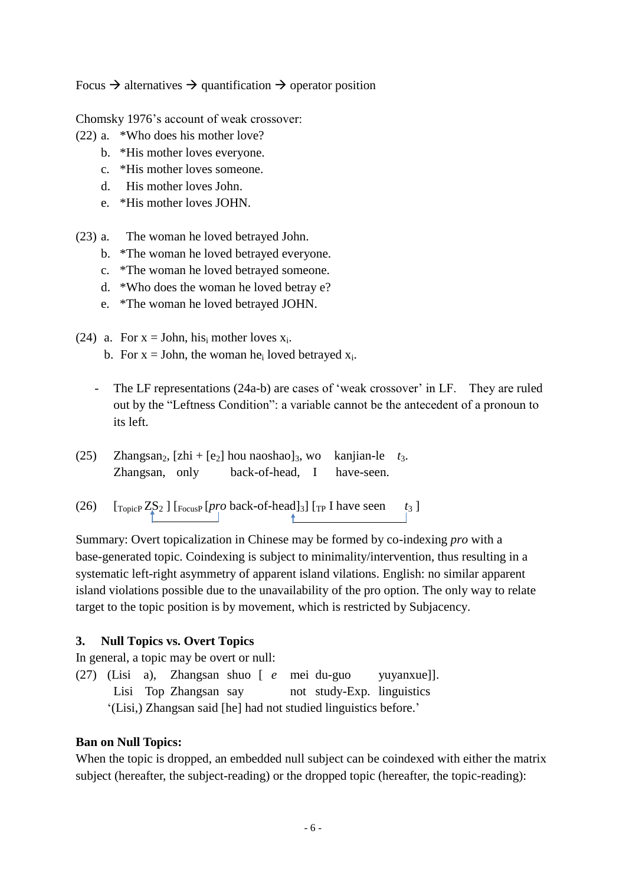Focus → alternatives → quantification → operator position

Chomsky 1976's account of weak crossover:

(22) a. *Who does his mother love?
     b. *His mother loves everyone.
     c. *His mother loves someone.
     d.  His mother loves John.
     e. *His mother loves JOHN.

(23) a.  The woman he loved betrayed John.
     b. *The woman he loved betrayed everyone.
     c. *The woman he loved betrayed someone.
     d. *Who does the woman he loved betray e?
     e. *The woman he loved betrayed JOHN.

(24) a. For x = John, $his_i$ mother loves $x_i$.
     b. For x = John, the woman $he_i$ loved betrayed $x_i$.

- The LF representations (24a-b) are cases of 'weak crossover' in LF. They are ruled out by the "Leftness Condition": a variable cannot be the antecedent of a pronoun to its left.

(25) $Zhangsan_2$, [zhi + [$e_2$] hou naoshao]$_3$, wo kanjian-le $t_3$.
     Zhangsan, only back-of-head, I have-seen.

(26) [$_{TopicP}$ $ZS_2$ ] [$_{FocusP}$ [*pro* back-of-head]$_3$] [$_{TP}$ I have seen $t_3$ ]

Summary: Overt topicalization in Chinese may be formed by co-indexing *pro* with a base-generated topic. Coindexing is subject to minimality/intervention, thus resulting in a systematic left-right asymmetry of apparent island vilations. English: no similar apparent island violations possible due to the unavailability of the pro option. The only way to relate target to the topic position is by movement, which is restricted by Subjacency.

### 3. Null Topics vs. Overt Topics

In general, a topic may be overt or null:

(27) (Lisi a), Zhangsan shuo [ *e* mei du-guo yuyanxue]].
     Lisi Top Zhangsan say not study-Exp. linguistics
     '(Lisi,) Zhangsan said [he] had not studied linguistics before.'

**Ban on Null Topics:**

When the topic is dropped, an embedded null subject can be coindexed with either the matrix subject (hereafter, the subject-reading) or the dropped topic (hereafter, the topic-reading):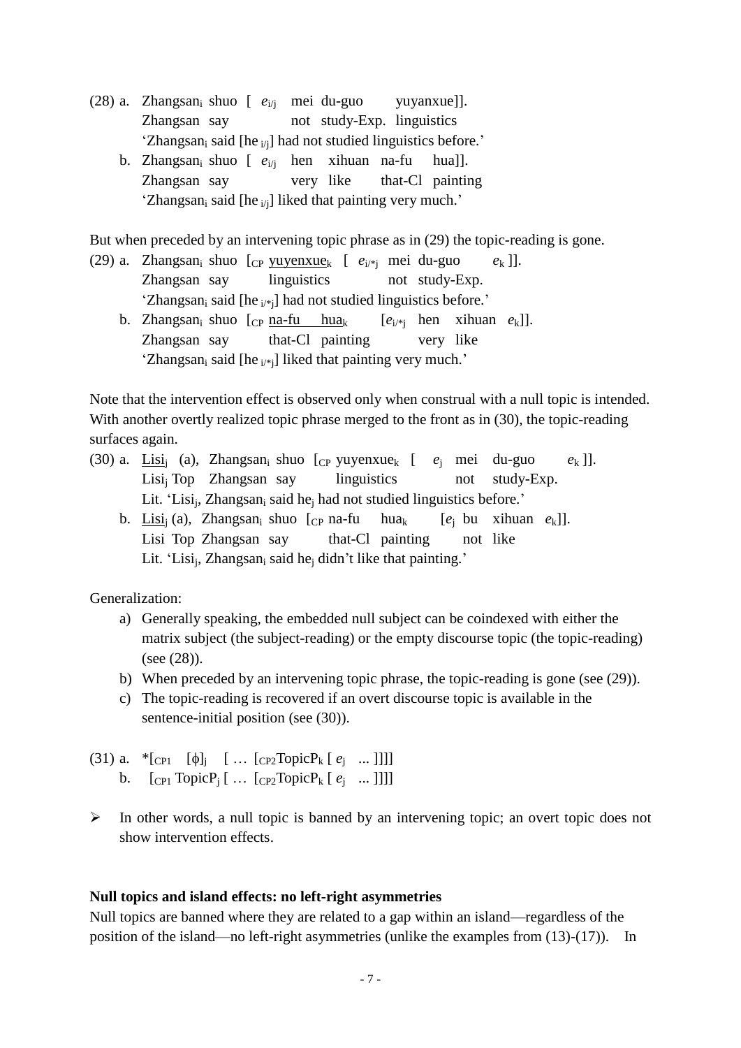(28) a. Zhangsan$_i$ shuo [ *e*$_{i/j}$ mei du-guo yuyanxue]].
Zhangsan say not study-Exp. linguistics
'Zhangsan$_i$ said [he $_{i/j}$] had not studied linguistics before.'

b. Zhangsan$_i$ shuo [ *e*$_{i/j}$ hen xihuan na-fu hua]].
Zhangsan say very like that-Cl painting
'Zhangsan$_i$ said [he $_{i/j}$] liked that painting very much.'

But when preceded by an intervening topic phrase as in (29) the topic-reading is gone.

(29) a. Zhangsan$_i$ shuo [$_{CP}$ <u>yuyenxue</u>$_k$ [ *e*$_{i/*j}$ mei du-guo *e*$_k$ ]].
Zhangsan say linguistics not study-Exp.
'Zhangsan$_i$ said [he $_{i/*j}$] had not studied linguistics before.'

b. Zhangsan$_i$ shuo [$_{CP}$ <u>na-fu hua</u>$_k$ [*e*$_{i/*j}$ hen xihuan *e*$_k$]].
Zhangsan say that-Cl painting very like
'Zhangsan$_i$ said [he $_{i/*j}$] liked that painting very much.'

Note that the intervention effect is observed only when construal with a null topic is intended. With another overtly realized topic phrase merged to the front as in (30), the topic-reading surfaces again.

(30) a. <u>Lisi</u>$_j$ (a), Zhangsan$_i$ shuo [$_{CP}$ yuyenxue$_k$ [ *e*$_j$ mei du-guo *e*$_k$ ]].
Lisi$_j$ Top Zhangsan say linguistics not study-Exp.
Lit. 'Lisi$_j$, Zhangsan$_i$ said he$_j$ had not studied linguistics before.'

b. <u>Lisi</u>$_j$ (a), Zhangsan$_i$ shuo [$_{CP}$ na-fu hua$_k$ [*e*$_j$ bu xihuan *e*$_k$]].
Lisi Top Zhangsan say that-Cl painting not like
Lit. 'Lisi$_j$, Zhangsan$_i$ said he$_j$ didn't like that painting.'

Generalization:

a) Generally speaking, the embedded null subject can be coindexed with either the matrix subject (the subject-reading) or the empty discourse topic (the topic-reading) (see (28)).
b) When preceded by an intervening topic phrase, the topic-reading is gone (see (29)).
c) The topic-reading is recovered if an overt discourse topic is available in the sentence-initial position (see (30)).

(31) a. *[$_{CP1}$ [ϕ]$_j$ [ … [$_{CP2}$TopicP$_k$ [ *e*$_j$ ... ]]]]
b. [$_{CP1}$ TopicP$_j$ [ … [$_{CP2}$TopicP$_k$ [ *e*$_j$ ... ]]]]

➢ In other words, a null topic is banned by an intervening topic; an overt topic does not show intervention effects.

**Null topics and island effects: no left-right asymmetries**

Null topics are banned where they are related to a gap within an island—regardless of the position of the island—no left-right asymmetries (unlike the examples from (13)-(17)). In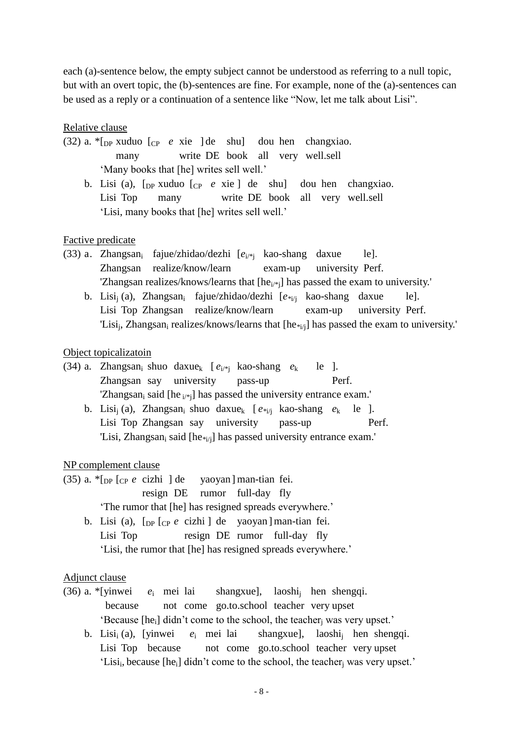each (a)-sentence below, the empty subject cannot be understood as referring to a null topic, but with an overt topic, the (b)-sentences are fine. For example, none of the (a)-sentences can be used as a reply or a continuation of a sentence like "Now, let me talk about Lisi".

Relative clause

(32) a. *[$_{DP}$ xuduo [$_{CP}$ *e* xie ] de shu] dou hen changxiao.
many write DE book all very well.sell
'Many books that [he] writes sell well.'

b. Lisi (a), [$_{DP}$ xuduo [$_{CP}$ *e* xie ] de shu] dou hen changxiao.
Lisi Top many write DE book all very well.sell
'Lisi, many books that [he] writes sell well.'

Factive predicate

(33) a. Zhangsan$_i$ fajue/zhidao/dezhi [$e_{i/*j}$ kao-shang daxue le].
Zhangsan realize/know/learn exam-up university Perf.
'Zhangsan realizes/knows/learns that [he$_{i/*j}$] has passed the exam to university.'

b. Lisi$_j$ (a), Zhangsan$_i$ fajue/zhidao/dezhi [$e_{*i/j}$ kao-shang daxue le].
Lisi Top Zhangsan realize/know/learn exam-up university Perf.
'Lisi$_j$, Zhangsan$_i$ realizes/knows/learns that [he$_{*i/j}$] has passed the exam to university.'

Object topicalizatoin

(34) a. Zhangsan$_i$ shuo daxue$_k$ [ $e_{i/*j}$ kao-shang $e_k$ le ].
Zhangsan say university pass-up Perf.
'Zhangsan$_i$ said [he $_{i/*j}$] has passed the university entrance exam.'

b. Lisi$_j$ (a), Zhangsan$_i$ shuo daxue$_k$ [ $e_{*i/j}$ kao-shang $e_k$ le ].
Lisi Top Zhangsan say university pass-up Perf.
'Lisi, Zhangsan$_i$ said [he$_{*i/j}$] has passed university entrance exam.'

NP complement clause

(35) a. *[$_{DP}$ [$_{CP}$ *e* cizhi ] de yaoyan ] man-tian fei.
resign DE rumor full-day fly
'The rumor that [he] has resigned spreads everywhere.'

b. Lisi (a), [$_{DP}$ [$_{CP}$ *e* cizhi ] de yaoyan ] man-tian fei.
Lisi Top resign DE rumor full-day fly
'Lisi, the rumor that [he] has resigned spreads everywhere.'

Adjunct clause

(36) a. *[yinwei $e_i$ mei lai shangxue], laoshi$_j$ hen shengqi.
because not come go.to.school teacher very upset
'Because [he$_i$] didn't come to the school, the teacher$_j$ was very upset.'

b. Lisi$_i$ (a), [yinwei $e_i$ mei lai shangxue], laoshi$_j$ hen shengqi.
Lisi Top because not come go.to.school teacher very upset
'Lisi$_i$, because [he$_i$] didn't come to the school, the teacher$_j$ was very upset.'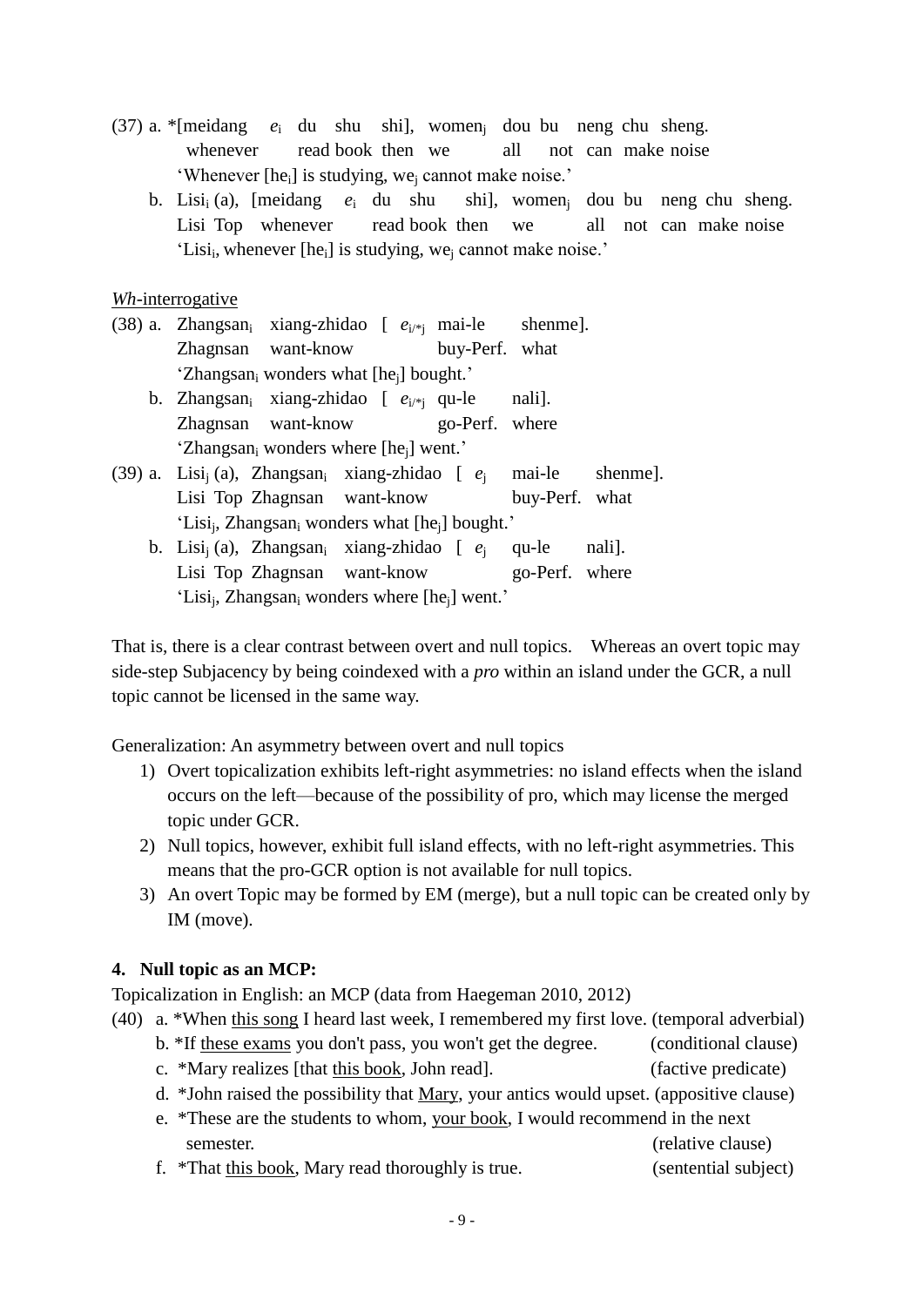(37) a. *[meidang $e_i$ du shu shi], women$_j$ dou bu neng chu sheng.
whenever read book then we all not can make noise
'Whenever [he$_i$] is studying, we$_j$ cannot make noise.'

b. Lisi$_i$ (a), [meidang $e_i$ du shu shi], women$_j$ dou bu neng chu sheng.
Lisi Top whenever read book then we all not can make noise
'Lisi$_i$, whenever [he$_i$] is studying, we$_j$ cannot make noise.'

<u>*Wh*-interrogative</u>

(38) a. Zhangsan$_i$ xiang-zhidao [ $e_{i/*j}$ mai-le shenme].
Zhagnsan want-know buy-Perf. what
'Zhangsan$_i$ wonders what [he$_j$] bought.'

b. Zhangsan$_i$ xiang-zhidao [ $e_{i/*j}$ qu-le nali].
Zhagnsan want-know go-Perf. where
'Zhangsan$_i$ wonders where [he$_j$] went.'

(39) a. Lisi$_j$ (a), Zhangsan$_i$ xiang-zhidao [ $e_j$ mai-le shenme].
Lisi Top Zhagnsan want-know buy-Perf. what
'Lisi$_j$, Zhangsan$_i$ wonders what [he$_j$] bought.'

b. Lisi$_j$ (a), Zhangsan$_i$ xiang-zhidao [ $e_j$ qu-le nali].
Lisi Top Zhagnsan want-know go-Perf. where
'Lisi$_j$, Zhangsan$_i$ wonders where [he$_j$] went.'

That is, there is a clear contrast between overt and null topics. Whereas an overt topic may side-step Subjacency by being coindexed with a *pro* within an island under the GCR, a null topic cannot be licensed in the same way.

Generalization: An asymmetry between overt and null topics

1) Overt topicalization exhibits left-right asymmetries: no island effects when the island occurs on the left—because of the possibility of pro, which may license the merged topic under GCR.
2) Null topics, however, exhibit full island effects, with no left-right asymmetries. This means that the pro-GCR option is not available for null topics.
3) An overt Topic may be formed by EM (merge), but a null topic can be created only by IM (move).

**4. Null topic as an MCP:**

Topicalization in English: an MCP (data from Haegeman 2010, 2012)

(40) a. *When <u>this song</u> I heard last week, I remembered my first love. (temporal adverbial)
b. *If <u>these exams</u> you don't pass, you won't get the degree. (conditional clause)
c. *Mary realizes [that <u>this book</u>, John read]. (factive predicate)
d. *John raised the possibility that <u>Mary</u>, your antics would upset. (appositive clause)
e. *These are the students to whom, <u>your book</u>, I would recommend in the next semester. (relative clause)
f. *That <u>this book</u>, Mary read thoroughly is true. (sentential subject)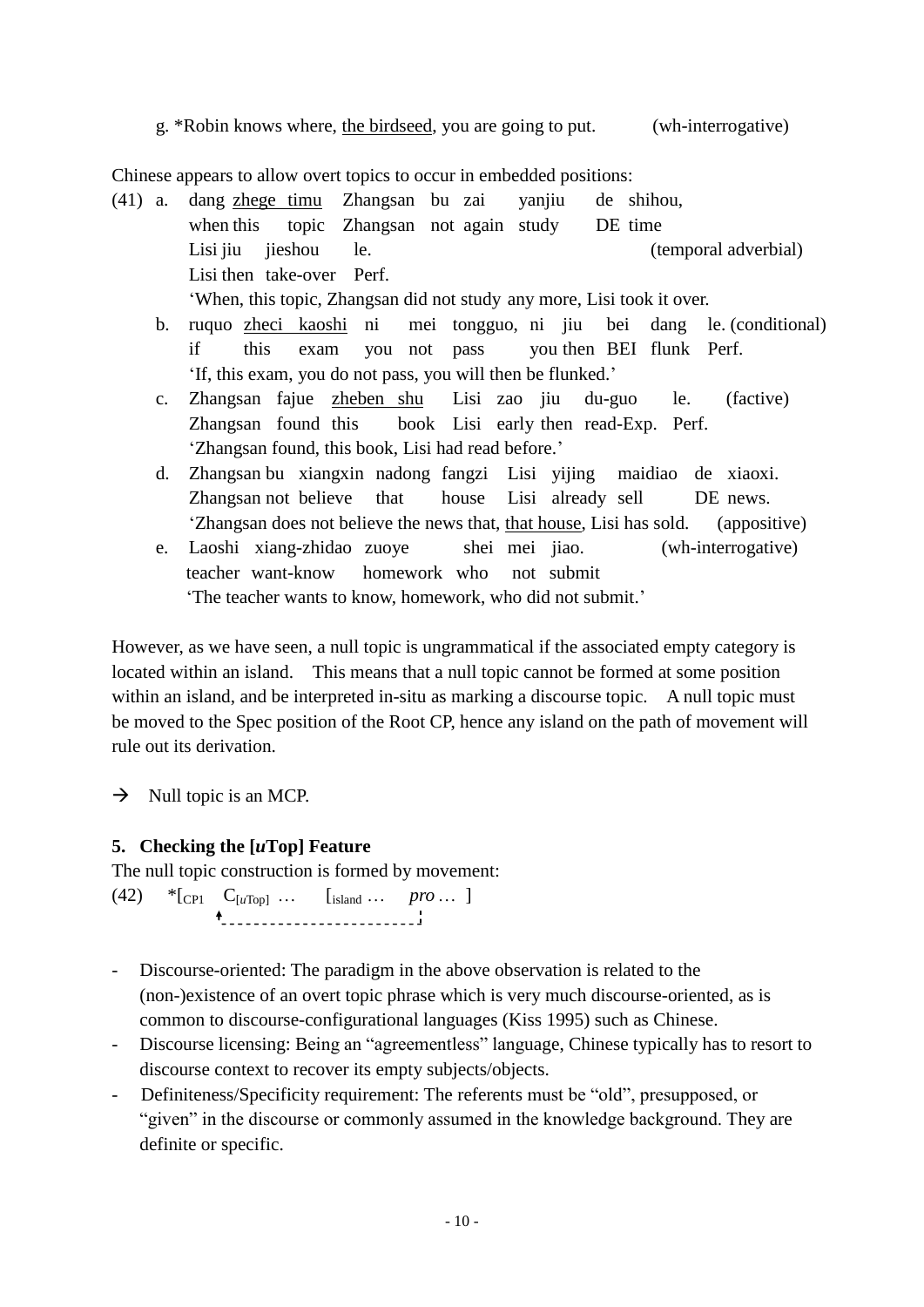g. *Robin knows where, <u>the birdseed</u>, you are going to put. (wh-interrogative)

Chinese appears to allow overt topics to occur in embedded positions:

(41) a. dang <u>zhege timu</u> Zhangsan bu zai yanjiu de shihou,
when this topic Zhangsan not again study DE time
Lisi jiu jieshou le. (temporal adverbial)
Lisi then take-over Perf.
'When, this topic, Zhangsan did not study any more, Lisi took it over.'

b. ruquo <u>zheci kaoshi</u> ni mei tongguo, ni jiu bei dang le. (conditional)
if this exam you not pass you then BEI flunk Perf.
'If, this exam, you do not pass, you will then be flunked.'

c. Zhangsan fajue <u>zheben shu</u> Lisi zao jiu du-guo le. (factive)
Zhangsan found this book Lisi early then read-Exp. Perf.
'Zhangsan found, this book, Lisi had read before.'

d. Zhangsan bu xiangxin nadong fangzi Lisi yijing maidiao de xiaoxi.
Zhangsan not believe that house Lisi already sell DE news.
'Zhangsan does not believe the news that, <u>that house</u>, Lisi has sold. (appositive)

e. Laoshi xiang-zhidao zuoye shei mei jiao. (wh-interrogative)
teacher want-know homework who not submit
'The teacher wants to know, homework, who did not submit.'

However, as we have seen, a null topic is ungrammatical if the associated empty category is located within an island. This means that a null topic cannot be formed at some position within an island, and be interpreted in-situ as marking a discourse topic. A null topic must be moved to the Spec position of the Root CP, hence any island on the path of movement will rule out its derivation.

→ Null topic is an MCP.

## 5. Checking the [*u*Top] Feature

The null topic construction is formed by movement:

(42) *[$_{\text{CP1}}$ C$_{[u\text{Top}]}$ … [$_{\text{island}}$ … *pro* … ]

- Discourse-oriented: The paradigm in the above observation is related to the (non-)existence of an overt topic phrase which is very much discourse-oriented, as is common to discourse-configurational languages (Kiss 1995) such as Chinese.
- Discourse licensing: Being an "agreementless" language, Chinese typically has to resort to discourse context to recover its empty subjects/objects.
- Definiteness/Specificity requirement: The referents must be "old", presupposed, or "given" in the discourse or commonly assumed in the knowledge background. They are definite or specific.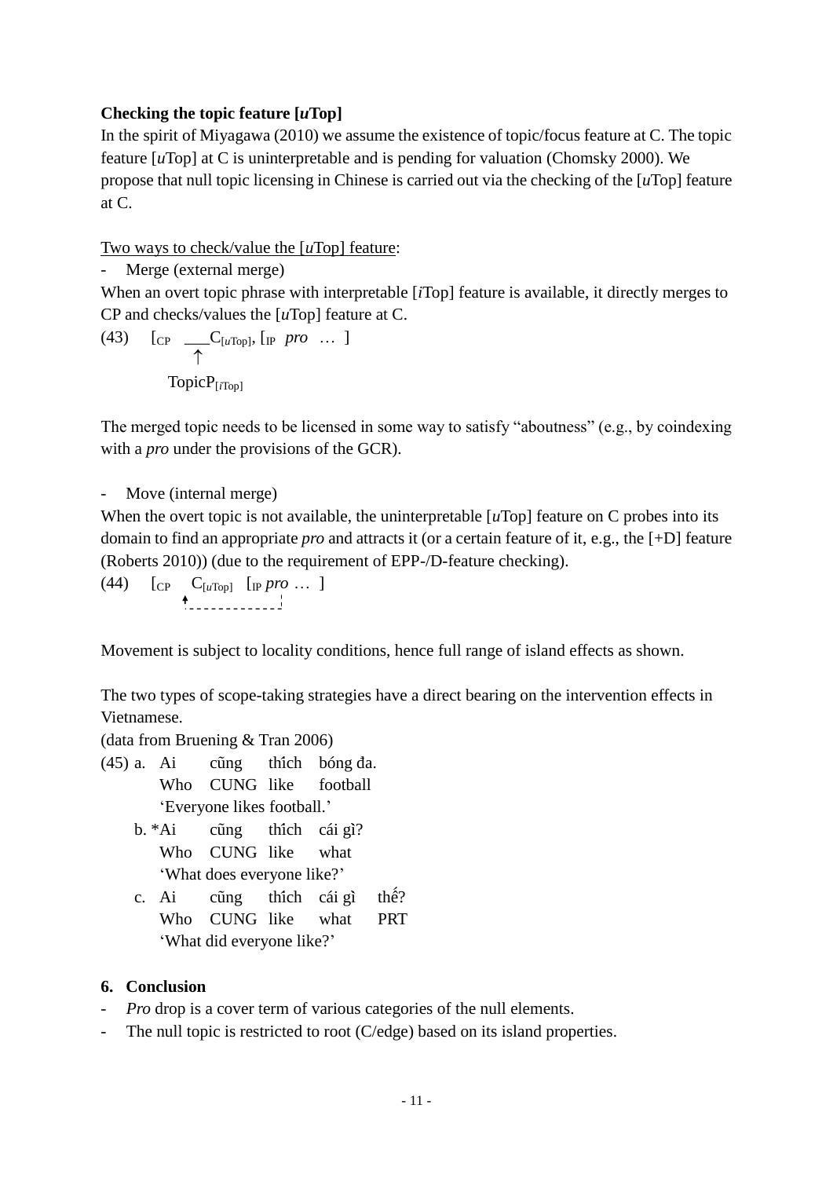**Checking the topic feature [*u*Top]**

In the spirit of Miyagawa (2010) we assume the existence of topic/focus feature at C. The topic feature [*u*Top] at C is uninterpretable and is pending for valuation (Chomsky 2000). We propose that null topic licensing in Chinese is carried out via the checking of the [*u*Top] feature at C.

<u>Two ways to check/value the [*u*Top] feature</u>:

- Merge (external merge)

When an overt topic phrase with interpretable [*i*Top] feature is available, it directly merges to CP and checks/values the [*u*Top] feature at C.

(43) $[_{CP}$ ___$C_{[u\text{Top}]}$, $[_{IP}$ *pro* … ]
&nbsp;&nbsp;&nbsp;&nbsp;&nbsp;&nbsp;&nbsp;&nbsp;&nbsp;&nbsp;↑
&nbsp;&nbsp;&nbsp;&nbsp;&nbsp;&nbsp;&nbsp;&nbsp;TopicP$_{[i\text{Top}]}$

The merged topic needs to be licensed in some way to satisfy "aboutness" (e.g., by coindexing with a *pro* under the provisions of the GCR).

- Move (internal merge)

When the overt topic is not available, the uninterpretable [*u*Top] feature on C probes into its domain to find an appropriate *pro* and attracts it (or a certain feature of it, e.g., the [+D] feature (Roberts 2010)) (due to the requirement of EPP-/D-feature checking).

(44) $[_{CP}$ $C_{[u\text{Top}]}$ $[_{IP}$ *pro* … ]

Movement is subject to locality conditions, hence full range of island effects as shown.

The two types of scope-taking strategies have a direct bearing on the intervention effects in Vietnamese.

(data from Bruening & Tran 2006)

(45) a. Ai cũng thích bóng đa.
&nbsp;&nbsp;&nbsp;&nbsp;&nbsp;&nbsp;&nbsp;Who CUNG like football
&nbsp;&nbsp;&nbsp;&nbsp;&nbsp;&nbsp;&nbsp;'Everyone likes football.'

&nbsp;&nbsp;&nbsp;&nbsp;&nbsp;b. *Ai cũng thích cái gì?
&nbsp;&nbsp;&nbsp;&nbsp;&nbsp;&nbsp;&nbsp;Who CUNG like what
&nbsp;&nbsp;&nbsp;&nbsp;&nbsp;&nbsp;&nbsp;'What does everyone like?'

&nbsp;&nbsp;&nbsp;&nbsp;&nbsp;c. Ai cũng thích cái gì thế?
&nbsp;&nbsp;&nbsp;&nbsp;&nbsp;&nbsp;&nbsp;Who CUNG like what PRT
&nbsp;&nbsp;&nbsp;&nbsp;&nbsp;&nbsp;&nbsp;'What did everyone like?'

## 6. Conclusion

- *Pro* drop is a cover term of various categories of the null elements.
- The null topic is restricted to root (C/edge) based on its island properties.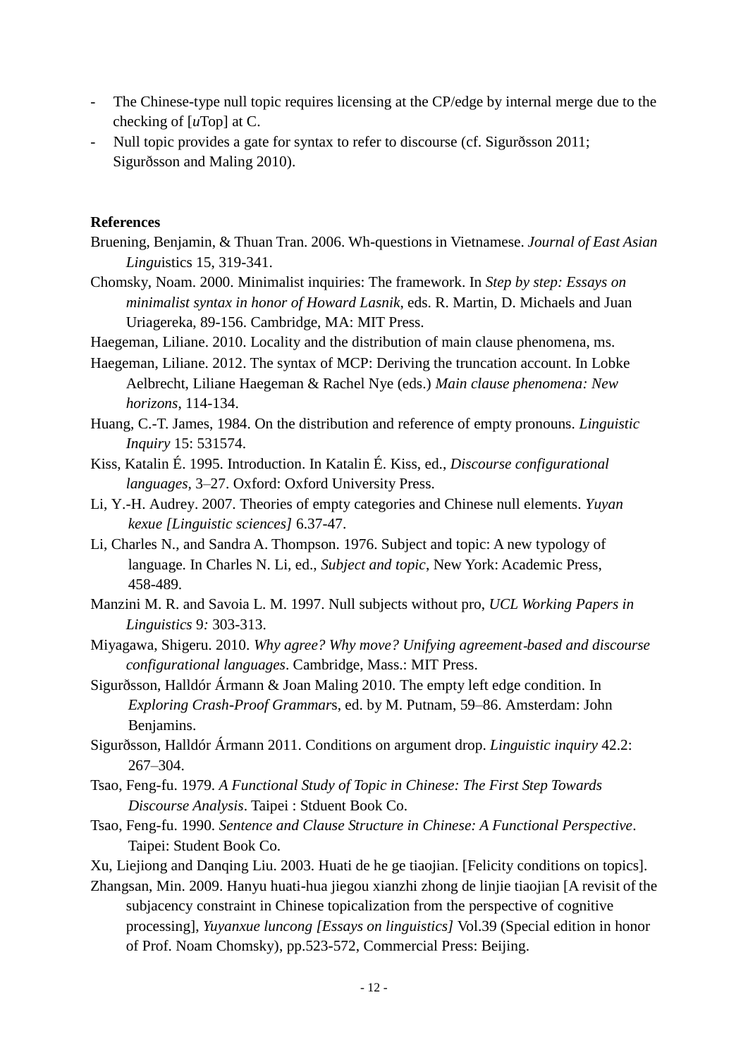- The Chinese-type null topic requires licensing at the CP/edge by internal merge due to the checking of [*u*Top] at C.
- Null topic provides a gate for syntax to refer to discourse (cf. Sigurðsson 2011; Sigurðsson and Maling 2010).

**References**

Bruening, Benjamin, & Thuan Tran. 2006. Wh-questions in Vietnamese. *Journal of East Asian Lingu*istics 15, 319-341.

Chomsky, Noam. 2000. Minimalist inquiries: The framework. In *Step by step: Essays on minimalist syntax in honor of Howard Lasnik*, eds. R. Martin, D. Michaels and Juan Uriagereka, 89-156. Cambridge, MA: MIT Press.

Haegeman, Liliane. 2010. Locality and the distribution of main clause phenomena, ms.

Haegeman, Liliane. 2012. The syntax of MCP: Deriving the truncation account. In Lobke Aelbrecht, Liliane Haegeman & Rachel Nye (eds.) *Main clause phenomena: New horizons*, 114-134.

Huang, C.-T. James, 1984. On the distribution and reference of empty pronouns. *Linguistic Inquiry* 15: 531574.

Kiss, Katalin É. 1995. Introduction. In Katalin É. Kiss, ed., *Discourse configurational languages*, 3–27. Oxford: Oxford University Press.

Li, Y.-H. Audrey. 2007. Theories of empty categories and Chinese null elements. *Yuyan kexue [Linguistic sciences]* 6.37-47.

Li, Charles N., and Sandra A. Thompson. 1976. Subject and topic: A new typology of language. In Charles N. Li, ed., *Subject and topic*, New York: Academic Press, 458-489.

Manzini M. R. and Savoia L. M. 1997. Null subjects without pro, *UCL Working Papers in Linguistics* 9*:* 303-313.

Miyagawa, Shigeru. 2010. *Why agree? Why move? Unifying agreement-based and discourse configurational languages*. Cambridge, Mass.: MIT Press.

Sigurðsson, Halldór Ármann & Joan Maling 2010. The empty left edge condition. In *Exploring Crash-Proof Grammar*s, ed. by M. Putnam, 59–86. Amsterdam: John Benjamins.

Sigurðsson, Halldór Ármann 2011. Conditions on argument drop. *Linguistic inquiry* 42.2: 267–304.

Tsao, Feng-fu. 1979. *A Functional Study of Topic in Chinese: The First Step Towards Discourse Analysis*. Taipei : Stduent Book Co.

Tsao, Feng-fu. 1990. *Sentence and Clause Structure in Chinese: A Functional Perspective*. Taipei: Student Book Co.

Xu, Liejiong and Danqing Liu. 2003. Huati de he ge tiaojian. [Felicity conditions on topics].

Zhangsan, Min. 2009. Hanyu huati-hua jiegou xianzhi zhong de linjie tiaojian [A revisit of the subjacency constraint in Chinese topicalization from the perspective of cognitive processing], *Yuyanxue luncong [Essays on linguistics]* Vol.39 (Special edition in honor of Prof. Noam Chomsky), pp.523-572, Commercial Press: Beijing.